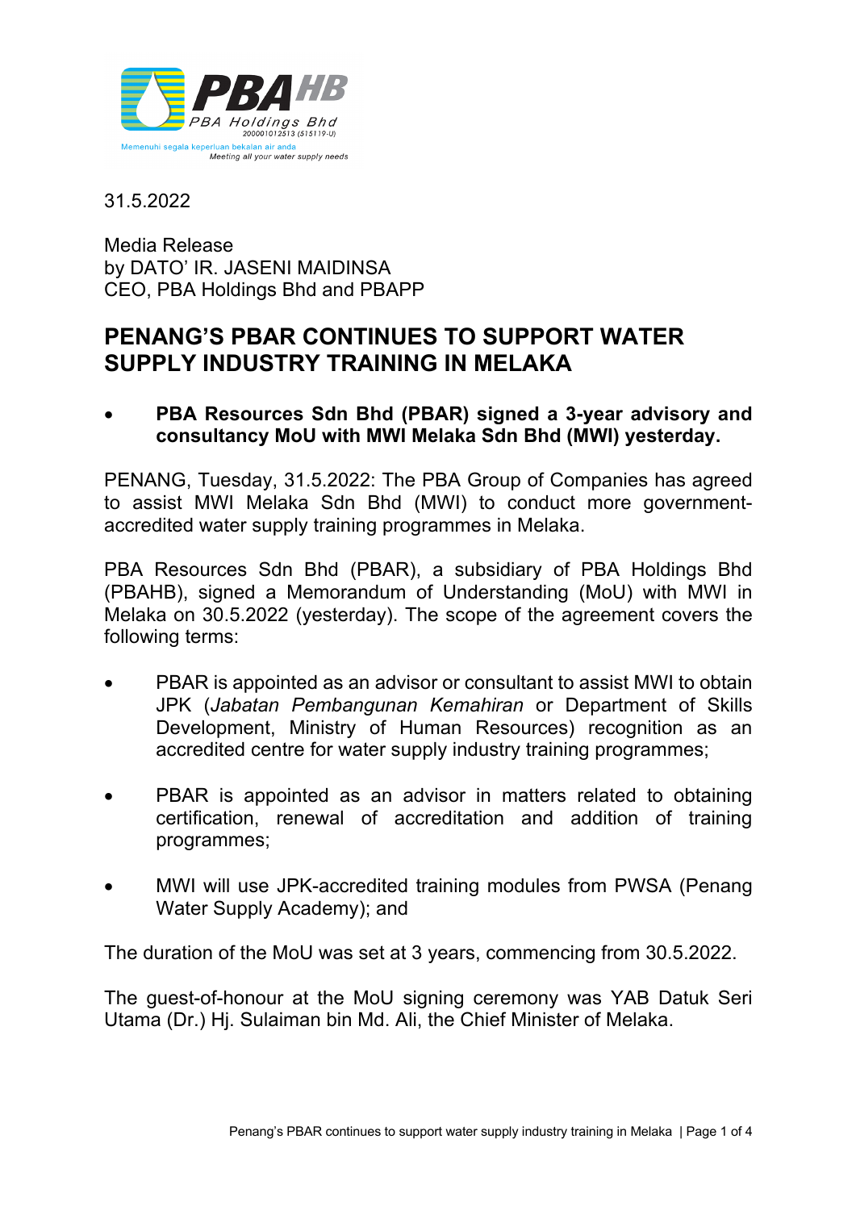31.5.2022

Media Release
by DATO' IR. JASENI MAIDINSA
CEO, PBA Holdings Bhd and PBAPP

# PENANG'S PBAR CONTINUES TO SUPPORT WATER SUPPLY INDUSTRY TRAINING IN MELAKA

- **PBA Resources Sdn Bhd (PBAR) signed a 3-year advisory and consultancy MoU with MWI Melaka Sdn Bhd (MWI) yesterday.**

PENANG, Tuesday, 31.5.2022: The PBA Group of Companies has agreed to assist MWI Melaka Sdn Bhd (MWI) to conduct more government-accredited water supply training programmes in Melaka.

PBA Resources Sdn Bhd (PBAR), a subsidiary of PBA Holdings Bhd (PBAHB), signed a Memorandum of Understanding (MoU) with MWI in Melaka on 30.5.2022 (yesterday). The scope of the agreement covers the following terms:

- PBAR is appointed as an advisor or consultant to assist MWI to obtain JPK (*Jabatan Pembangunan Kemahiran* or Department of Skills Development, Ministry of Human Resources) recognition as an accredited centre for water supply industry training programmes;
- PBAR is appointed as an advisor in matters related to obtaining certification, renewal of accreditation and addition of training programmes;
- MWI will use JPK-accredited training modules from PWSA (Penang Water Supply Academy); and

The duration of the MoU was set at 3 years, commencing from 30.5.2022.

The guest-of-honour at the MoU signing ceremony was YAB Datuk Seri Utama (Dr.) Hj. Sulaiman bin Md. Ali, the Chief Minister of Melaka.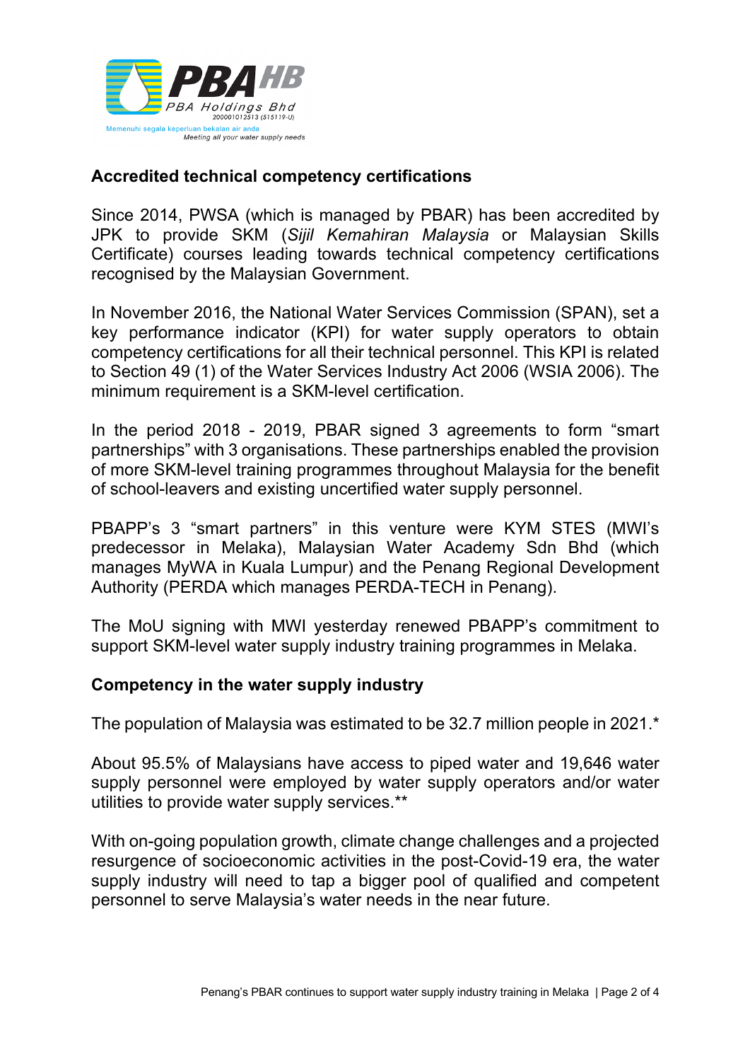## Accredited technical competency certifications

Since 2014, PWSA (which is managed by PBAR) has been accredited by JPK to provide SKM (*Sijil Kemahiran Malaysia* or Malaysian Skills Certificate) courses leading towards technical competency certifications recognised by the Malaysian Government.

In November 2016, the National Water Services Commission (SPAN), set a key performance indicator (KPI) for water supply operators to obtain competency certifications for all their technical personnel. This KPI is related to Section 49 (1) of the Water Services Industry Act 2006 (WSIA 2006). The minimum requirement is a SKM-level certification.

In the period 2018 - 2019, PBAR signed 3 agreements to form "smart partnerships" with 3 organisations. These partnerships enabled the provision of more SKM-level training programmes throughout Malaysia for the benefit of school-leavers and existing uncertified water supply personnel.

PBAPP's 3 "smart partners" in this venture were KYM STES (MWI's predecessor in Melaka), Malaysian Water Academy Sdn Bhd (which manages MyWA in Kuala Lumpur) and the Penang Regional Development Authority (PERDA which manages PERDA-TECH in Penang).

The MoU signing with MWI yesterday renewed PBAPP's commitment to support SKM-level water supply industry training programmes in Melaka.

## Competency in the water supply industry

The population of Malaysia was estimated to be 32.7 million people in 2021.*

About 95.5% of Malaysians have access to piped water and 19,646 water supply personnel were employed by water supply operators and/or water utilities to provide water supply services.**

With on-going population growth, climate change challenges and a projected resurgence of socioeconomic activities in the post-Covid-19 era, the water supply industry will need to tap a bigger pool of qualified and competent personnel to serve Malaysia's water needs in the near future.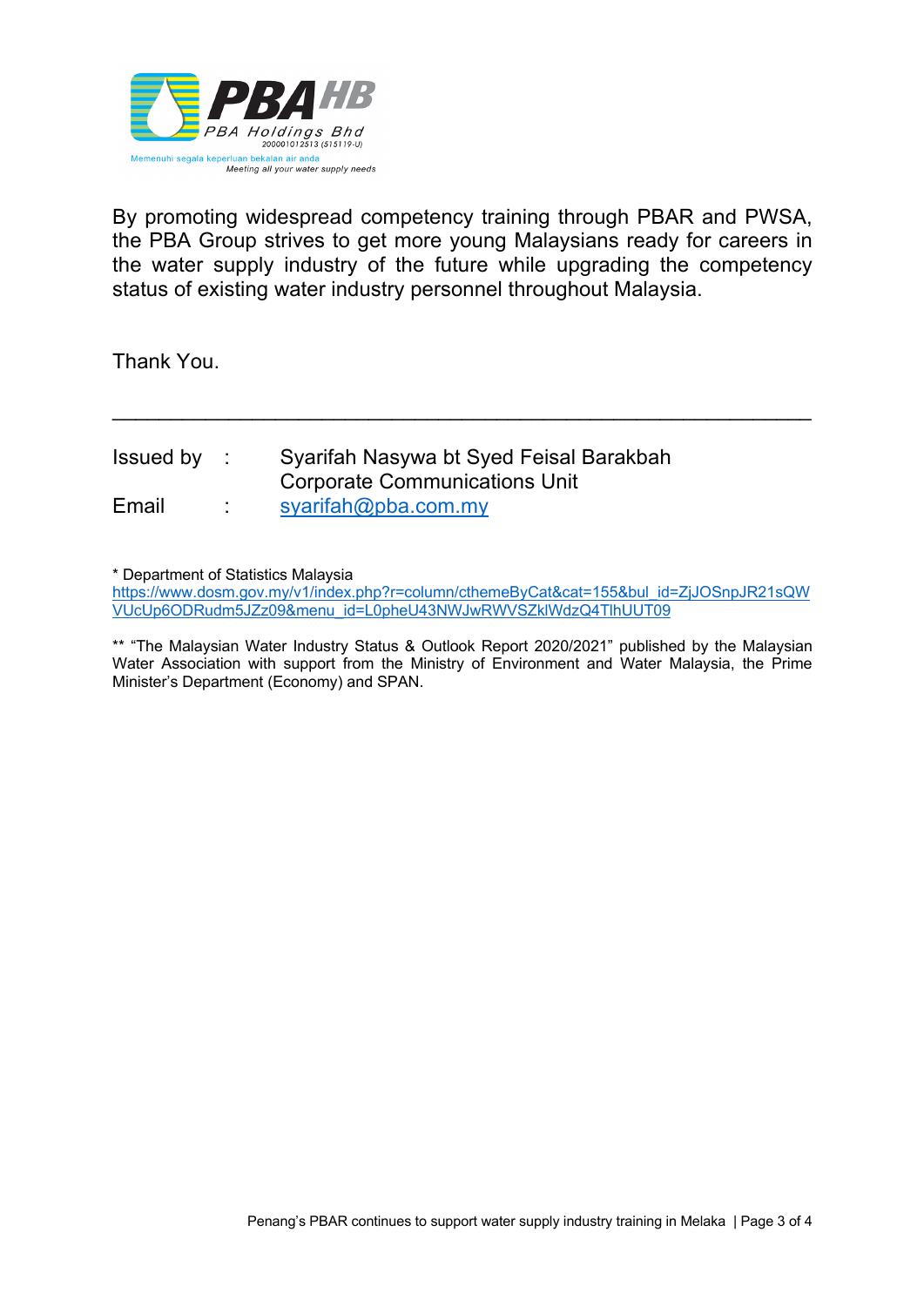By promoting widespread competency training through PBAR and PWSA, the PBA Group strives to get more young Malaysians ready for careers in the water supply industry of the future while upgrading the competency status of existing water industry personnel throughout Malaysia.

Thank You.

---

Issued by : Syarifah Nasywa bt Syed Feisal Barakbah
Corporate Communications Unit
Email : syarifah@pba.com.my

* Department of Statistics Malaysia
https://www.dosm.gov.my/v1/index.php?r=column/cthemeByCat&cat=155&bul_id=ZjJOSnpJR21sQWVUcUp6ODRudm5JZz09&menu_id=L0pheU43NWJwRWVSZklWdzQ4TlhUUT09

** "The Malaysian Water Industry Status & Outlook Report 2020/2021" published by the Malaysian Water Association with support from the Ministry of Environment and Water Malaysia, the Prime Minister's Department (Economy) and SPAN.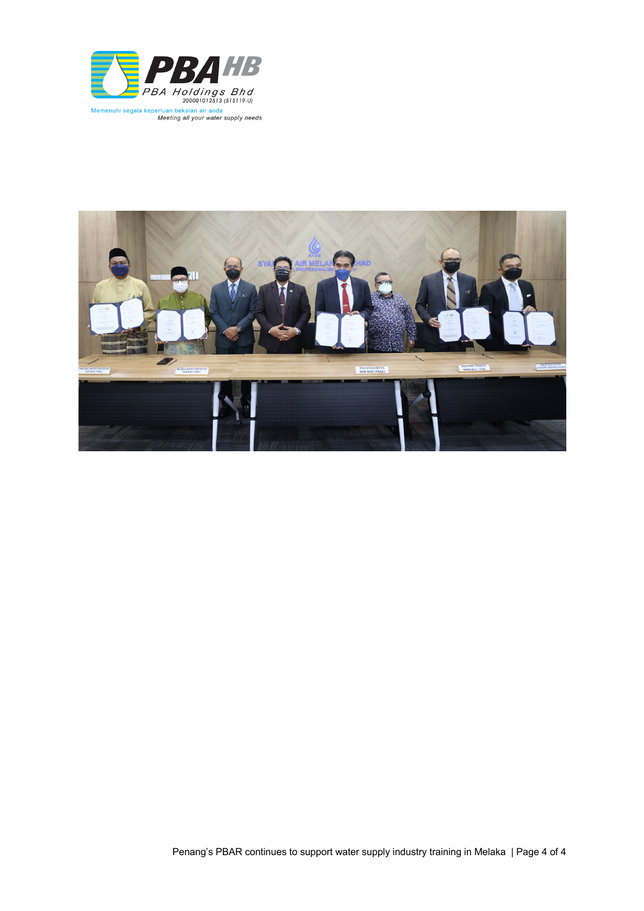PBA HB
PBA Holdings Bhd
200001012513 (515119-U)
Memenuhi segala keperluan bekalan air anda
*Meeting all your water supply needs*